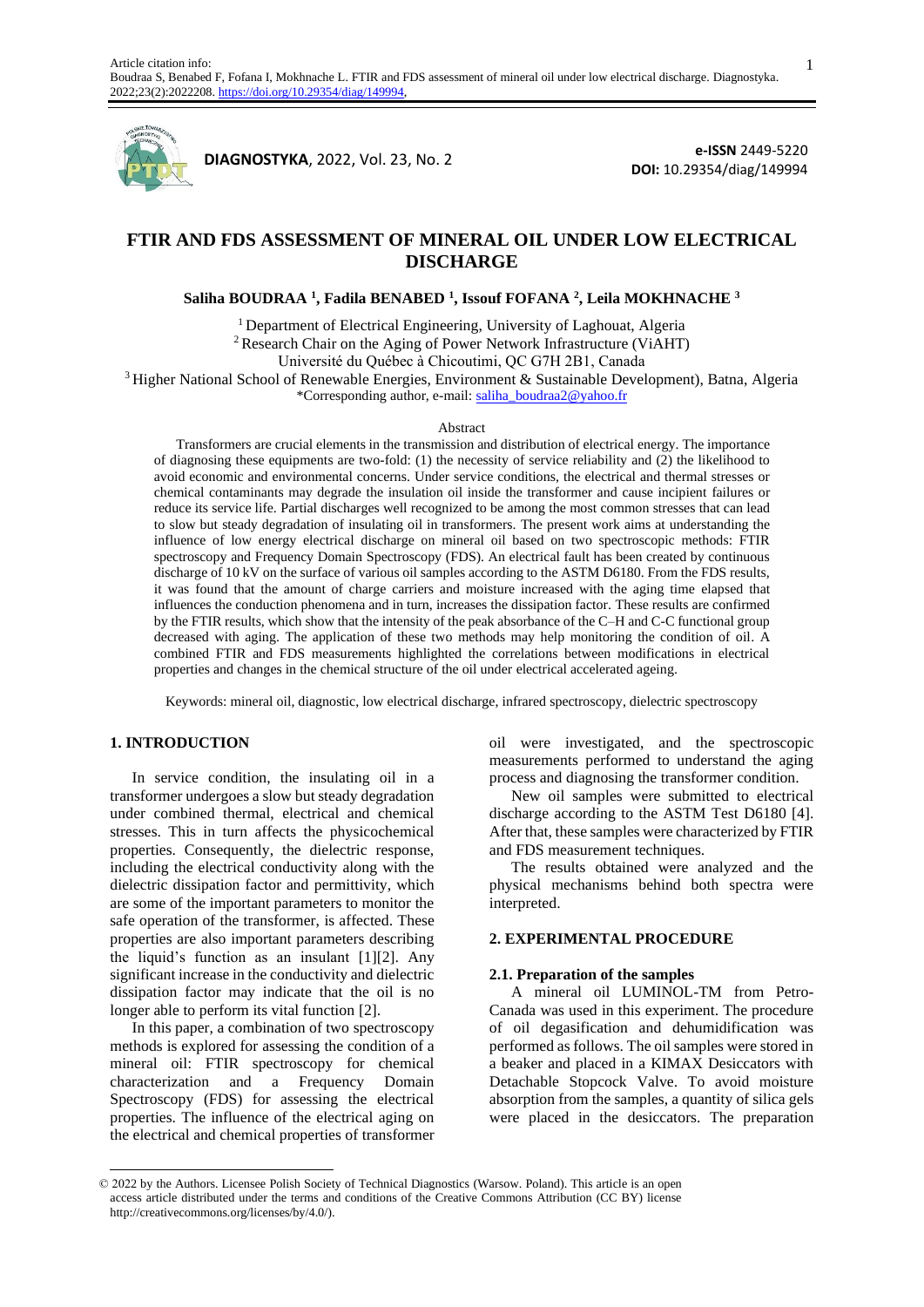Article citation info:
Boudraa S, Benabed F, Fofana I, Mokhnache L. FTIR and FDS assessment of mineral oil under low electrical discharge. Diagnostyka. 2022;23(2):2022208. https://doi.org/10.29354/diag/149994

**DIAGNOSTYKA**, 2022, Vol. 23, No. 2

**e-ISSN** 2449-5220
**DOI:** 10.29354/diag/149994

# FTIR AND FDS ASSESSMENT OF MINERAL OIL UNDER LOW ELECTRICAL DISCHARGE

**Saliha BOUDRAA [1], Fadila BENABED [1], Issouf FOFANA [2], Leila MOKHNACHE [3]**

[1] Department of Electrical Engineering, University of Laghouat, Algeria
[2] Research Chair on the Aging of Power Network Infrastructure (ViAHT)
Université du Québec à Chicoutimi, QC G7H 2B1, Canada
[3] Higher National School of Renewable Energies, Environment & Sustainable Development), Batna, Algeria
*Corresponding author, e-mail: saliha_boudraa2@yahoo.fr

Abstract

Transformers are crucial elements in the transmission and distribution of electrical energy. The importance of diagnosing these equipments are two-fold: (1) the necessity of service reliability and (2) the likelihood to avoid economic and environmental concerns. Under service conditions, the electrical and thermal stresses or chemical contaminants may degrade the insulation oil inside the transformer and cause incipient failures or reduce its service life. Partial discharges well recognized to be among the most common stresses that can lead to slow but steady degradation of insulating oil in transformers. The present work aims at understanding the influence of low energy electrical discharge on mineral oil based on two spectroscopic methods: FTIR spectroscopy and Frequency Domain Spectroscopy (FDS). An electrical fault has been created by continuous discharge of 10 kV on the surface of various oil samples according to the ASTM D6180. From the FDS results, it was found that the amount of charge carriers and moisture increased with the aging time elapsed that influences the conduction phenomena and in turn, increases the dissipation factor. These results are confirmed by the FTIR results, which show that the intensity of the peak absorbance of the C–H and C-C functional group decreased with aging. The application of these two methods may help monitoring the condition of oil. A combined FTIR and FDS measurements highlighted the correlations between modifications in electrical properties and changes in the chemical structure of the oil under electrical accelerated ageing.

Keywords: mineral oil, diagnostic, low electrical discharge, infrared spectroscopy, dielectric spectroscopy

## 1. INTRODUCTION

In service condition, the insulating oil in a transformer undergoes a slow but steady degradation under combined thermal, electrical and chemical stresses. This in turn affects the physicochemical properties. Consequently, the dielectric response, including the electrical conductivity along with the dielectric dissipation factor and permittivity, which are some of the important parameters to monitor the safe operation of the transformer, is affected. These properties are also important parameters describing the liquid's function as an insulant [1][2]. Any significant increase in the conductivity and dielectric dissipation factor may indicate that the oil is no longer able to perform its vital function [2].

In this paper, a combination of two spectroscopy methods is explored for assessing the condition of a mineral oil: FTIR spectroscopy for chemical characterization and a Frequency Domain Spectroscopy (FDS) for assessing the electrical properties. The influence of the electrical aging on the electrical and chemical properties of transformer oil were investigated, and the spectroscopic measurements performed to understand the aging process and diagnosing the transformer condition.

New oil samples were submitted to electrical discharge according to the ASTM Test D6180 [4]. After that, these samples were characterized by FTIR and FDS measurement techniques.

The results obtained were analyzed and the physical mechanisms behind both spectra were interpreted.

## 2. EXPERIMENTAL PROCEDURE

### 2.1. Preparation of the samples

A mineral oil LUMINOL-TM from Petro-Canada was used in this experiment. The procedure of oil degasification and dehumidification was performed as follows. The oil samples were stored in a beaker and placed in a KIMAX Desiccators with Detachable Stopcock Valve. To avoid moisture absorption from the samples, a quantity of silica gels were placed in the desiccators. The preparation

© 2022 by the Authors. Licensee Polish Society of Technical Diagnostics (Warsow. Poland). This article is an open access article distributed under the terms and conditions of the Creative Commons Attribution (CC BY) license http://creativecommons.org/licenses/by/4.0/).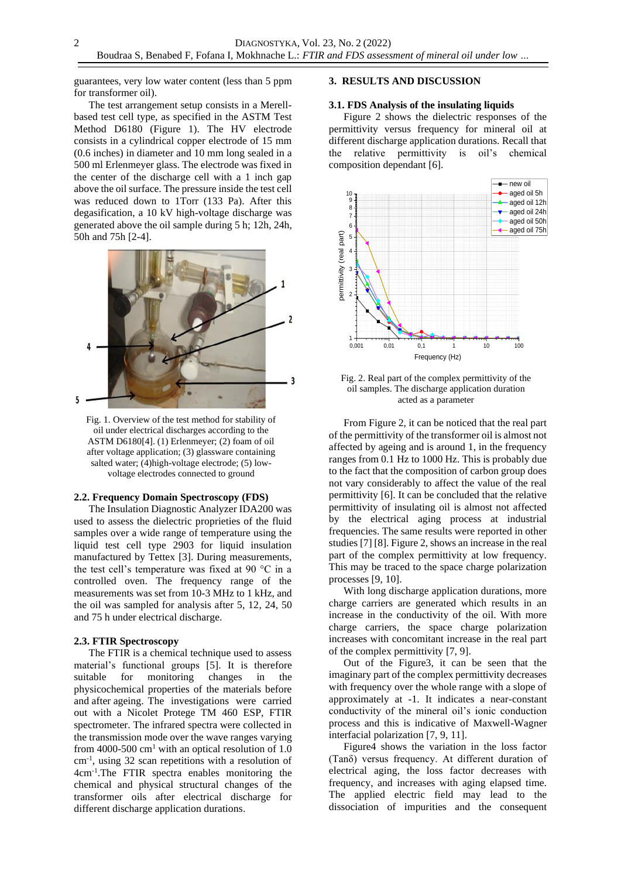guarantees, very low water content (less than 5 ppm for transformer oil).

The test arrangement setup consists in a Merell-based test cell type, as specified in the ASTM Test Method D6180 (Figure 1). The HV electrode consists in a cylindrical copper electrode of 15 mm (0.6 inches) in diameter and 10 mm long sealed in a 500 ml Erlenmeyer glass. The electrode was fixed in the center of the discharge cell with a 1 inch gap above the oil surface. The pressure inside the test cell was reduced down to 1Torr (133 Pa). After this degasification, a 10 kV high-voltage discharge was generated above the oil sample during 5 h; 12h, 24h, 50h and 75h [2-4].

Fig. 1. Overview of the test method for stability of oil under electrical discharges according to the ASTM D6180[4]. (1) Erlenmeyer; (2) foam of oil after voltage application; (3) glassware containing salted water; (4)high-voltage electrode; (5) low-voltage electrodes connected to ground

### 2.2. Frequency Domain Spectroscopy (FDS)

The Insulation Diagnostic Analyzer IDA200 was used to assess the dielectric proprieties of the fluid samples over a wide range of temperature using the liquid test cell type 2903 for liquid insulation manufactured by Tettex [3]. During measurements, the test cell's temperature was fixed at 90 °C in a controlled oven. The frequency range of the measurements was set from 10-3 MHz to 1 kHz, and the oil was sampled for analysis after 5, 12, 24, 50 and 75 h under electrical discharge.

### 2.3. FTIR Spectroscopy

The FTIR is a chemical technique used to assess material's functional groups [5]. It is therefore suitable for monitoring changes in the physicochemical properties of the materials before and after ageing. The investigations were carried out with a Nicolet Protege TM 460 ESP, FTIR spectrometer. The infrared spectra were collected in the transmission mode over the wave ranges varying from 4000-500 $cm^1$ with an optical resolution of 1.0 $cm^{-1}$, using 32 scan repetitions with a resolution of 4$cm^{-1}$.The FTIR spectra enables monitoring the chemical and physical structural changes of the transformer oils after electrical discharge for different discharge application durations.

## 3. RESULTS AND DISCUSSION

### 3.1. FDS Analysis of the insulating liquids

Figure 2 shows the dielectric responses of the permittivity versus frequency for mineral oil at different discharge application durations. Recall that the relative permittivity is oil's chemical composition dependant [6].

Fig. 2. Real part of the complex permittivity of the oil samples. The discharge application duration acted as a parameter

From Figure 2, it can be noticed that the real part of the permittivity of the transformer oil is almost not affected by ageing and is around 1, in the frequency ranges from 0.1 Hz to 1000 Hz. This is probably due to the fact that the composition of carbon group does not vary considerably to affect the value of the real permittivity [6]. It can be concluded that the relative permittivity of insulating oil is almost not affected by the electrical aging process at industrial frequencies. The same results were reported in other studies [7] [8]. Figure 2, shows an increase in the real part of the complex permittivity at low frequency. This may be traced to the space charge polarization processes [9, 10].

With long discharge application durations, more charge carriers are generated which results in an increase in the conductivity of the oil. With more charge carriers, the space charge polarization increases with concomitant increase in the real part of the complex permittivity [7, 9].

Out of the Figure3, it can be seen that the imaginary part of the complex permittivity decreases with frequency over the whole range with a slope of approximately at -1. It indicates a near-constant conductivity of the mineral oil's ionic conduction process and this is indicative of Maxwell-Wagner interfacial polarization [7, 9, 11].

Figure4 shows the variation in the loss factor (Tanδ) versus frequency. At different duration of electrical aging, the loss factor decreases with frequency, and increases with aging elapsed time. The applied electric field may lead to the dissociation of impurities and the consequent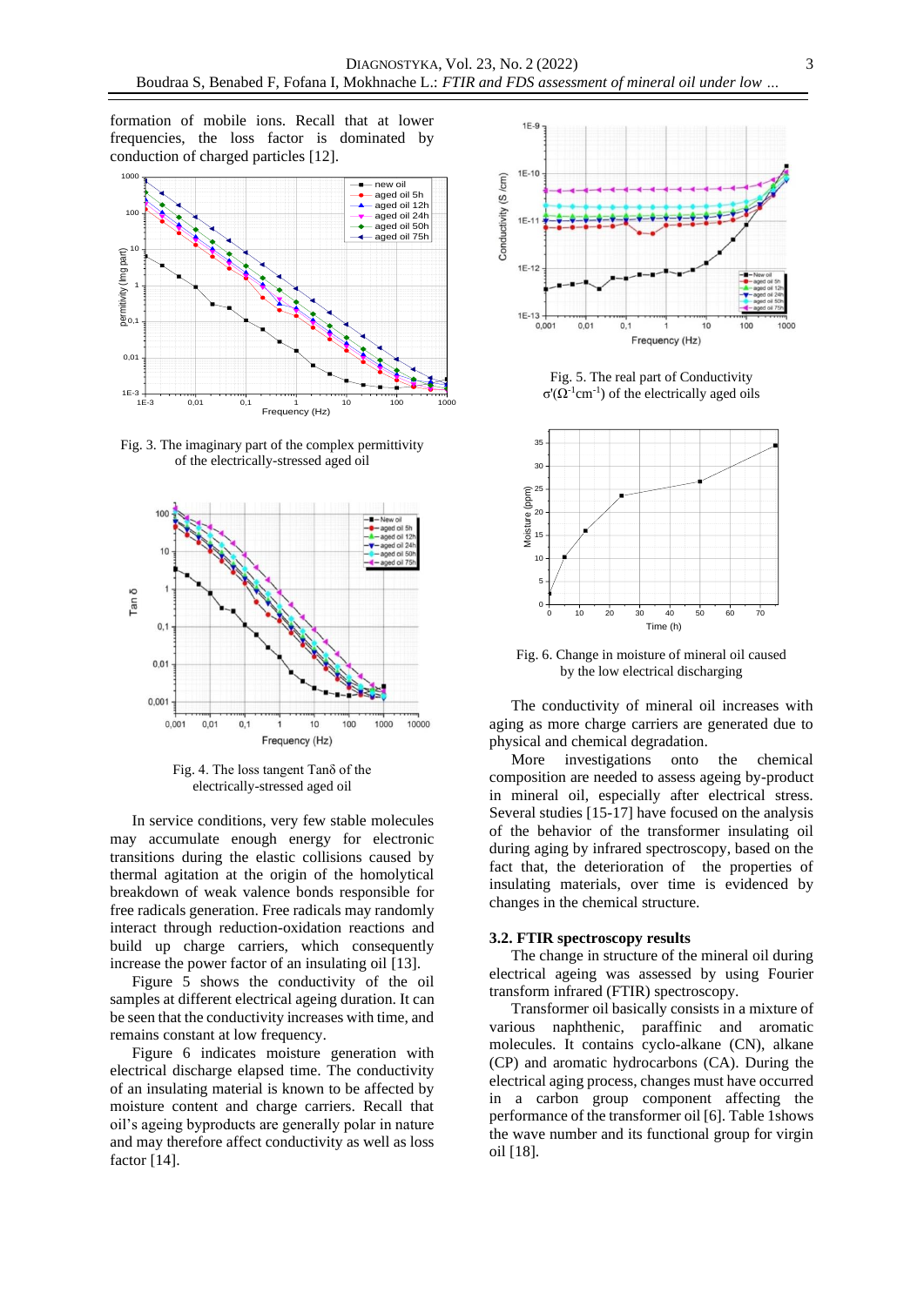formation of mobile ions. Recall that at lower frequencies, the loss factor is dominated by conduction of charged particles [12].

Fig. 3. The imaginary part of the complex permittivity of the electrically-stressed aged oil

Fig. 4. The loss tangent Tanδ of the electrically-stressed aged oil

In service conditions, very few stable molecules may accumulate enough energy for electronic transitions during the elastic collisions caused by thermal agitation at the origin of the homolytical breakdown of weak valence bonds responsible for free radicals generation. Free radicals may randomly interact through reduction-oxidation reactions and build up charge carriers, which consequently increase the power factor of an insulating oil [13].

Figure 5 shows the conductivity of the oil samples at different electrical ageing duration. It can be seen that the conductivity increases with time, and remains constant at low frequency.

Figure 6 indicates moisture generation with electrical discharge elapsed time. The conductivity of an insulating material is known to be affected by moisture content and charge carriers. Recall that oil's ageing byproducts are generally polar in nature and may therefore affect conductivity as well as loss factor [14].

Fig. 5. The real part of Conductivity σ'($\Omega^{-1}cm^{-1}$) of the electrically aged oils

Fig. 6. Change in moisture of mineral oil caused by the low electrical discharging

The conductivity of mineral oil increases with aging as more charge carriers are generated due to physical and chemical degradation.

More investigations onto the chemical composition are needed to assess ageing by-product in mineral oil, especially after electrical stress. Several studies [15-17] have focused on the analysis of the behavior of the transformer insulating oil during aging by infrared spectroscopy, based on the fact that, the deterioration of the properties of insulating materials, over time is evidenced by changes in the chemical structure.

### 3.2. FTIR spectroscopy results

The change in structure of the mineral oil during electrical ageing was assessed by using Fourier transform infrared (FTIR) spectroscopy.

Transformer oil basically consists in a mixture of various naphthenic, paraffinic and aromatic molecules. It contains cyclo-alkane (CN), alkane (CP) and aromatic hydrocarbons (CA). During the electrical aging process, changes must have occurred in a carbon group component affecting the performance of the transformer oil [6]. Table 1shows the wave number and its functional group for virgin oil [18].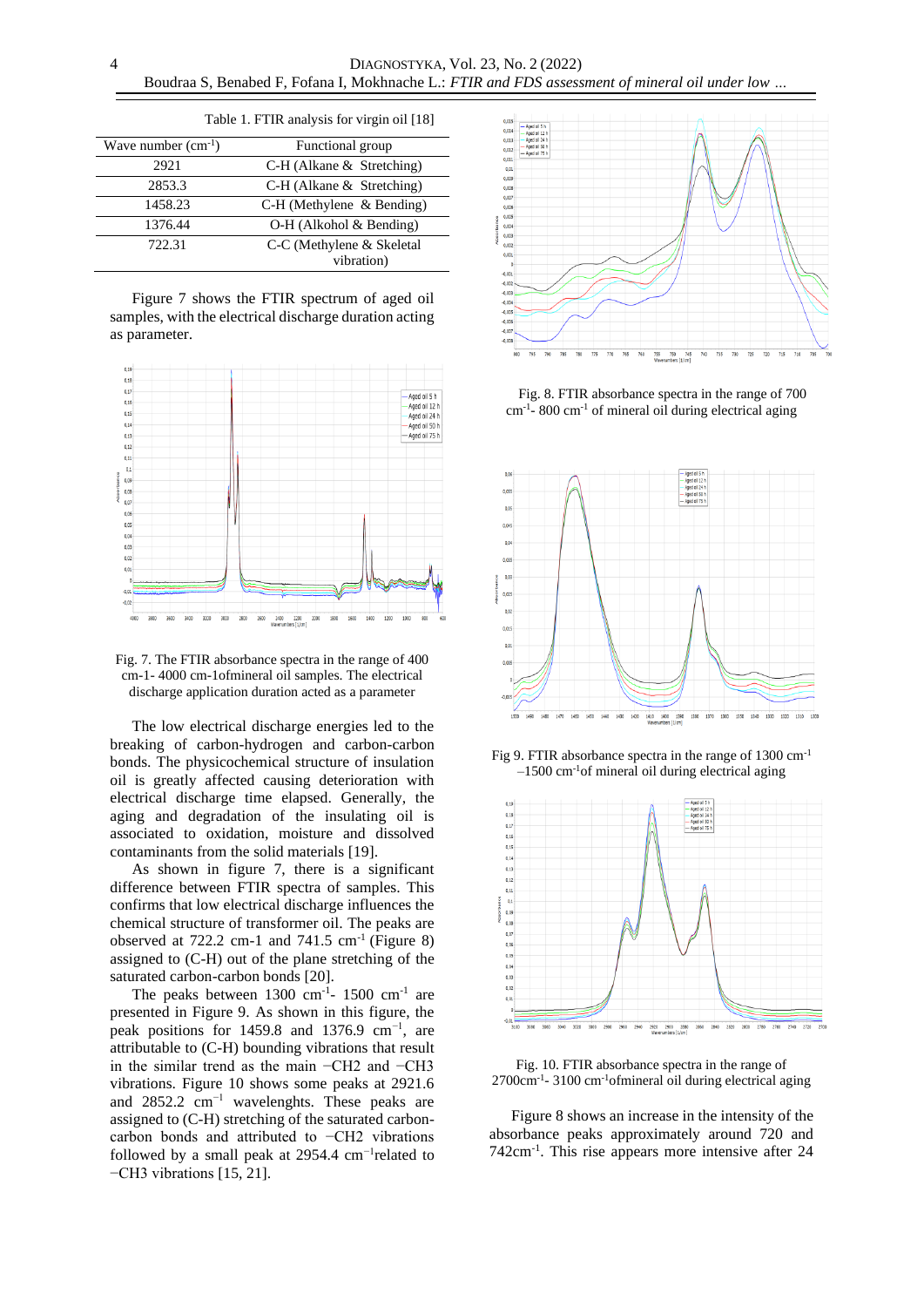Table 1. FTIR analysis for virgin oil [18]

| Wave number ($cm^{-1}$) | Functional group |
|---|---|
| 2921 | C-H (Alkane & Stretching) |
| 2853.3 | C-H (Alkane & Stretching) |
| 1458.23 | C-H (Methylene & Bending) |
| 1376.44 | O-H (Alkohol & Bending) |
| 722.31 | C-C (Methylene & Skeletal vibration) |

Figure 7 shows the FTIR spectrum of aged oil samples, with the electrical discharge duration acting as parameter.

Fig. 7. The FTIR absorbance spectra in the range of 400 cm-1- 4000 cm-1ofmineral oil samples. The electrical discharge application duration acted as a parameter

The low electrical discharge energies led to the breaking of carbon-hydrogen and carbon-carbon bonds. The physicochemical structure of insulation oil is greatly affected causing deterioration with electrical discharge time elapsed. Generally, the aging and degradation of the insulating oil is associated to oxidation, moisture and dissolved contaminants from the solid materials [19].

As shown in figure 7, there is a significant difference between FTIR spectra of samples. This confirms that low electrical discharge influences the chemical structure of transformer oil. The peaks are observed at 722.2 cm-1 and 741.5 $cm^{-1}$ (Figure 8) assigned to (C-H) out of the plane stretching of the saturated carbon-carbon bonds [20].

The peaks between 1300 $cm^{-1}$- 1500 $cm^{-1}$ are presented in Figure 9. As shown in this figure, the peak positions for 1459.8 and 1376.9 $cm^{-1}$, are attributable to (C-H) bounding vibrations that result in the similar trend as the main −CH2 and −CH3 vibrations. Figure 10 shows some peaks at 2921.6 and 2852.2 $cm^{-1}$ wavelenghts. These peaks are assigned to (C-H) stretching of the saturated carbon-carbon bonds and attributed to −CH2 vibrations followed by a small peak at 2954.4 $cm^{-1}$related to −CH3 vibrations [15, 21].

Fig. 8. FTIR absorbance spectra in the range of 700 $cm^{-1}$- 800 $cm^{-1}$ of mineral oil during electrical aging

Fig 9. FTIR absorbance spectra in the range of 1300 $cm^{-1}$ –1500 $cm^{-1}$of mineral oil during electrical aging

Fig. 10. FTIR absorbance spectra in the range of 2700$cm^{-1}$- 3100 $cm^{-1}$ofmineral oil during electrical aging

Figure 8 shows an increase in the intensity of the absorbance peaks approximately around 720 and 742$cm^{-1}$. This rise appears more intensive after 24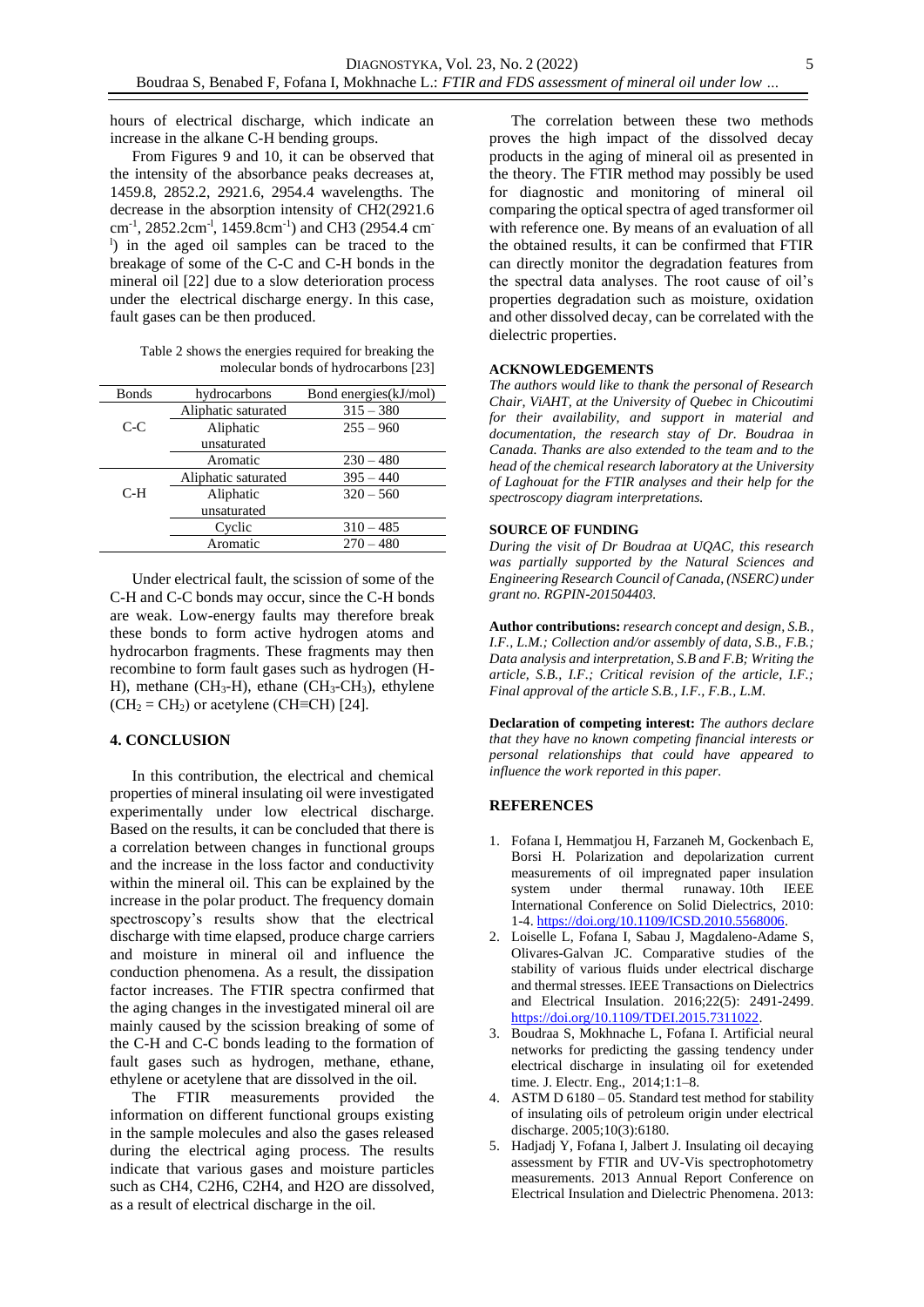hours of electrical discharge, which indicate an increase in the alkane C-H bending groups.

From Figures 9 and 10, it can be observed that the intensity of the absorbance peaks decreases at, 1459.8, 2852.2, 2921.6, 2954.4 wavelengths. The decrease in the absorption intensity of CH2(2921.6 $cm^{-1}$, 2852.2$cm^{-1}$, 1459.8$cm^{-1}$) and CH3 (2954.4 $cm^{-1}$) in the aged oil samples can be traced to the breakage of some of the C-C and C-H bonds in the mineral oil [22] due to a slow deterioration process under the electrical discharge energy. In this case, fault gases can be then produced.

Table 2 shows the energies required for breaking the molecular bonds of hydrocarbons [23]

| Bonds | hydrocarbons | Bond energies(kJ/mol) |
|---|---|---|
| C-C | Aliphatic saturated | 315 – 380 |
| | Aliphatic unsaturated | 255 – 960 |
| | Aromatic | 230 – 480 |
| C-H | Aliphatic saturated | 395 – 440 |
| | Aliphatic unsaturated | 320 – 560 |
| | Cyclic | 310 – 485 |
| | Aromatic | 270 – 480 |

Under electrical fault, the scission of some of the C-H and C-C bonds may occur, since the C-H bonds are weak. Low-energy faults may therefore break these bonds to form active hydrogen atoms and hydrocarbon fragments. These fragments may then recombine to form fault gases such as hydrogen (H-H), methane ($CH_3$-H), ethane ($CH_3$-$CH_3$), ethylene ($CH_2 = CH_2$) or acetylene (CH≡CH) [24].

## 4. CONCLUSION

In this contribution, the electrical and chemical properties of mineral insulating oil were investigated experimentally under low electrical discharge. Based on the results, it can be concluded that there is a correlation between changes in functional groups and the increase in the loss factor and conductivity within the mineral oil. This can be explained by the increase in the polar product. The frequency domain spectroscopy's results show that the electrical discharge with time elapsed, produce charge carriers and moisture in mineral oil and influence the conduction phenomena. As a result, the dissipation factor increases. The FTIR spectra confirmed that the aging changes in the investigated mineral oil are mainly caused by the scission breaking of some of the C-H and C-C bonds leading to the formation of fault gases such as hydrogen, methane, ethane, ethylene or acetylene that are dissolved in the oil.

The FTIR measurements provided the information on different functional groups existing in the sample molecules and also the gases released during the electrical aging process. The results indicate that various gases and moisture particles such as CH4, C2H6, C2H4, and H2O are dissolved, as a result of electrical discharge in the oil.

The correlation between these two methods proves the high impact of the dissolved decay products in the aging of mineral oil as presented in the theory. The FTIR method may possibly be used for diagnostic and monitoring of mineral oil comparing the optical spectra of aged transformer oil with reference one. By means of an evaluation of all the obtained results, it can be confirmed that FTIR can directly monitor the degradation features from the spectral data analyses. The root cause of oil's properties degradation such as moisture, oxidation and other dissolved decay, can be correlated with the dielectric properties.

## ACKNOWLEDGEMENTS

*The authors would like to thank the personal of Research Chair, ViAHT, at the University of Quebec in Chicoutimi for their availability, and support in material and documentation, the research stay of Dr. Boudraa in Canada. Thanks are also extended to the team and to the head of the chemical research laboratory at the University of Laghouat for the FTIR analyses and their help for the spectroscopy diagram interpretations.*

## SOURCE OF FUNDING

*During the visit of Dr Boudraa at UQAC, this research was partially supported by the Natural Sciences and Engineering Research Council of Canada, (NSERC) under grant no. RGPIN-201504403.*

**Author contributions:** *research concept and design, S.B., I.F., L.M.; Collection and/or assembly of data, S.B., F.B.; Data analysis and interpretation, S.B and F.B; Writing the article, S.B., I.F.; Critical revision of the article, I.F.; Final approval of the article S.B., I.F., F.B., L.M.*

**Declaration of competing interest:** *The authors declare that they have no known competing financial interests or personal relationships that could have appeared to influence the work reported in this paper.*

## REFERENCES

1. Fofana I, Hemmatjou H, Farzaneh M, Gockenbach E, Borsi H. Polarization and depolarization current measurements of oil impregnated paper insulation system under thermal runaway. 10th IEEE International Conference on Solid Dielectrics, 2010: 1-4. https://doi.org/10.1109/ICSD.2010.5568006.
2. Loiselle L, Fofana I, Sabau J, Magdaleno-Adame S, Olivares-Galvan JC. Comparative studies of the stability of various fluids under electrical discharge and thermal stresses. IEEE Transactions on Dielectrics and Electrical Insulation. 2016;22(5): 2491-2499. https://doi.org/10.1109/TDEI.2015.7311022.
3. Boudraa S, Mokhnache L, Fofana I. Artificial neural networks for predicting the gassing tendency under electrical discharge in insulating oil for exetended time. J. Electr. Eng., 2014;1:1–8.
4. ASTM D 6180 – 05. Standard test method for stability of insulating oils of petroleum origin under electrical discharge. 2005;10(3):6180.
5. Hadjadj Y, Fofana I, Jalbert J. Insulating oil decaying assessment by FTIR and UV-Vis spectrophotometry measurements. 2013 Annual Report Conference on Electrical Insulation and Dielectric Phenomena. 2013: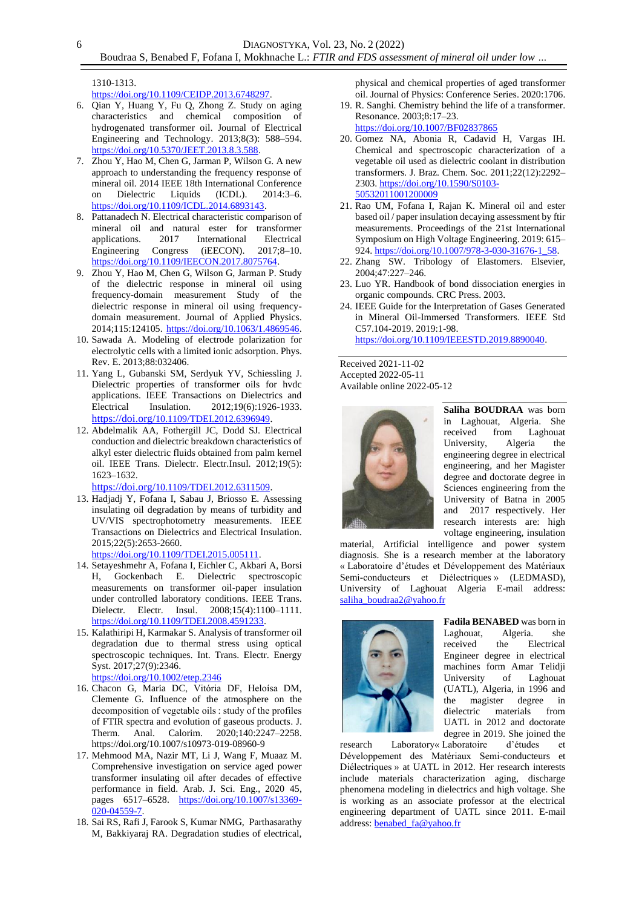1310-1313.
https://doi.org/10.1109/CEIDP.2013.6748297.

6. Qian Y, Huang Y, Fu Q, Zhong Z. Study on aging characteristics and chemical composition of hydrogenated transformer oil. Journal of Electrical Engineering and Technology. 2013;8(3): 588–594. https://doi.org/10.5370/JEET.2013.8.3.588.
7. Zhou Y, Hao M, Chen G, Jarman P, Wilson G. A new approach to understanding the frequency response of mineral oil. 2014 IEEE 18th International Conference on Dielectric Liquids (ICDL). 2014:3–6. https://doi.org/10.1109/ICDL.2014.6893143.
8. Pattanadech N. Electrical characteristic comparison of mineral oil and natural ester for transformer applications. 2017 International Electrical Engineering Congress (iEECON). 2017;8–10. https://doi.org/10.1109/IEECON.2017.8075764.
9. Zhou Y, Hao M, Chen G, Wilson G, Jarman P. Study of the dielectric response in mineral oil using frequency-domain measurement Study of the dielectric response in mineral oil using frequency-domain measurement. Journal of Applied Physics. 2014;115:124105. https://doi.org/10.1063/1.4869546.
10. Sawada A. Modeling of electrode polarization for electrolytic cells with a limited ionic adsorption. Phys. Rev. E. 2013;88:032406.
11. Yang L, Gubanski SM, Serdyuk YV, Schiessling J. Dielectric properties of transformer oils for hvdc applications. IEEE Transactions on Dielectrics and Electrical Insulation. 2012;19(6):1926-1933. https://doi.org/10.1109/TDEI.2012.6396949.
12. Abdelmalik AA, Fothergill JC, Dodd SJ. Electrical conduction and dielectric breakdown characteristics of alkyl ester dielectric fluids obtained from palm kernel oil. IEEE Trans. Dielectr. Electr.Insul. 2012;19(5): 1623–1632.
https://doi.org/10.1109/TDEI.2012.6311509.
13. Hadjadj Y, Fofana I, Sabau J, Briosso E. Assessing insulating oil degradation by means of turbidity and UV/VIS spectrophotometry measurements. IEEE Transactions on Dielectrics and Electrical Insulation. 2015;22(5):2653-2660.
https://doi.org/10.1109/TDEI.2015.005111.
14. Setayeshmehr A, Fofana I, Eichler C, Akbari A, Borsi H, Gockenbach E. Dielectric spectroscopic measurements on transformer oil-paper insulation under controlled laboratory conditions. IEEE Trans. Dielectr. Electr. Insul. 2008;15(4):1100–1111. https://doi.org/10.1109/TDEI.2008.4591233.
15. Kalathiripi H, Karmakar S. Analysis of transformer oil degradation due to thermal stress using optical spectroscopic techniques. Int. Trans. Electr. Energy Syst. 2017;27(9):2346.
https://doi.org/10.1002/etep.2346
16. Chacon G, Maria DC, Vitória DF, Heloísa DM, Clemente G. Influence of the atmosphere on the decomposition of vegetable oils : study of the profiles of FTIR spectra and evolution of gaseous products. J. Therm. Anal. Calorim. 2020;140:2247–2258. https://doi.org/10.1007/s10973-019-08960-9
17. Mehmood MA, Nazir MT, Li J, Wang F, Muaaz M. Comprehensive investigation on service aged power transformer insulating oil after decades of effective performance in field. Arab. J. Sci. Eng., 2020 45, pages 6517–6528. https://doi.org/10.1007/s13369-020-04559-7.
18. Sai RS, Rafi J, Farook S, Kumar NMG, Parthasarathy M, Bakkiyaraj RA. Degradation studies of electrical, physical and chemical properties of aged transformer oil. Journal of Physics: Conference Series. 2020:1706.
19. R. Sanghi. Chemistry behind the life of a transformer. Resonance. 2003;8:17–23.
https://doi.org/10.1007/BF02837865
20. Gomez NA, Abonia R, Cadavid H, Vargas IH. Chemical and spectroscopic characterization of a vegetable oil used as dielectric coolant in distribution transformers. J. Braz. Chem. Soc. 2011;22(12):2292–2303. https://doi.org/10.1590/S0103-50532011001200009
21. Rao UM, Fofana I, Rajan K. Mineral oil and ester based oil / paper insulation decaying assessment by ftir measurements. Proceedings of the 21st International Symposium on High Voltage Engineering. 2019: 615–924. https://doi.org/10.1007/978-3-030-31676-1_58.
22. Zhang SW. Tribology of Elastomers. Elsevier, 2004;47:227–246.
23. Luo YR. Handbook of bond dissociation energies in organic compounds. CRC Press. 2003.
24. IEEE Guide for the Interpretation of Gases Generated in Mineral Oil-Immersed Transformers. IEEE Std C57.104-2019. 2019:1-98.
https://doi.org/10.1109/IEEESTD.2019.8890040.

Received 2021-11-02
Accepted 2022-05-11
Available online 2022-05-12

**Saliha BOUDRAA** was born in Laghouat, Algeria. She received from Laghouat University, Algeria the engineering degree in electrical engineering, and her Magister degree and doctorate degree in Sciences engineering from the University of Batna in 2005 and 2017 respectively. Her research interests are: high voltage engineering, insulation material, Artificial intelligence and power system diagnosis. She is a research member at the laboratory « Laboratoire d'études et Développement des Matériaux Semi-conducteurs et Diélectriques » (LEDMASD), University of Laghouat Algeria E-mail address: saliha_boudraa2@yahoo.fr

**Fadila BENABED** was born in Laghouat, Algeria. she received the Electrical Engineer degree in electrical machines form Amar Telidji University of Laghouat (UATL), Algeria, in 1996 and the magister degree in dielectric materials from UATL in 2012 and doctorate degree in 2019. She joined the research Laboratory« Laboratoire d'études et Développement des Matériaux Semi-conducteurs et Diélectriques » at UATL in 2012. Her research interests include materials characterization aging, discharge phenomena modeling in dielectrics and high voltage. She is working as an associate professor at the electrical engineering department of UATL since 2011. E-mail address: benabed_fa@yahoo.fr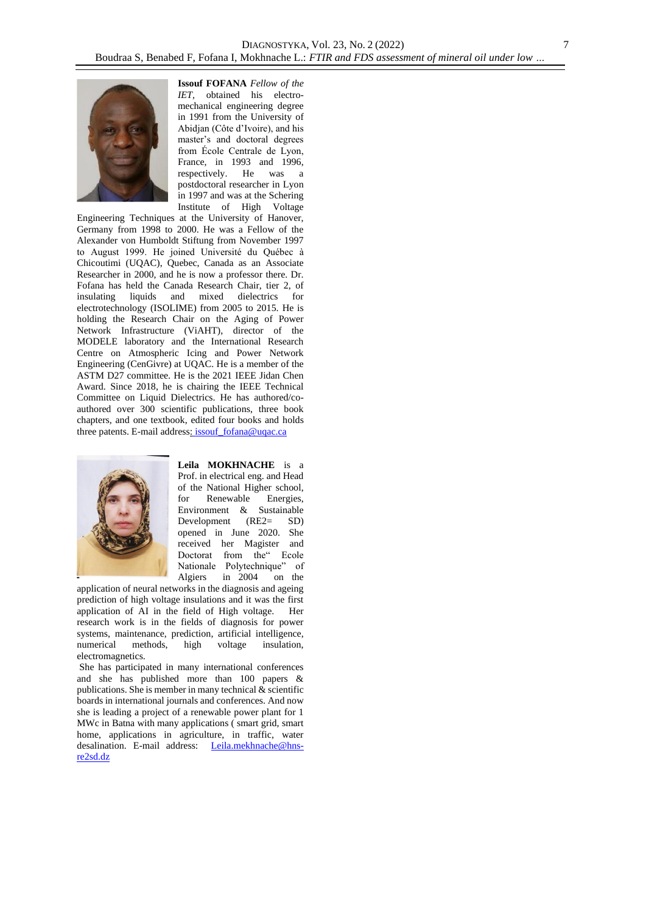**Issouf FOFANA** *Fellow of the IET*, obtained his electro-mechanical engineering degree in 1991 from the University of Abidjan (Côte d'Ivoire), and his master's and doctoral degrees from École Centrale de Lyon, France, in 1993 and 1996, respectively. He was a postdoctoral researcher in Lyon in 1997 and was at the Schering Institute of High Voltage Engineering Techniques at the University of Hanover, Germany from 1998 to 2000. He was a Fellow of the Alexander von Humboldt Stiftung from November 1997 to August 1999. He joined Université du Québec à Chicoutimi (UQAC), Quebec, Canada as an Associate Researcher in 2000, and he is now a professor there. Dr. Fofana has held the Canada Research Chair, tier 2, of insulating liquids and mixed dielectrics for electrotechnology (ISOLIME) from 2005 to 2015. He is holding the Research Chair on the Aging of Power Network Infrastructure (ViAHT), director of the MODELE laboratory and the International Research Centre on Atmospheric Icing and Power Network Engineering (CenGivre) at UQAC. He is a member of the ASTM D27 committee. He is the 2021 IEEE Jidan Chen Award. Since 2018, he is chairing the IEEE Technical Committee on Liquid Dielectrics. He has authored/co-authored over 300 scientific publications, three book chapters, and one textbook, edited four books and holds three patents. E-mail address: issouf_fofana@uqac.ca

**Leila MOKHNACHE** is a Prof. in electrical eng. and Head of the National Higher school, for Renewable Energies, Environment & Sustainable Development (RE2= SD) opened in June 2020. She received her Magister and Doctorat from the" Ecole Nationale Polytechnique" of Algiers in 2004 on the application of neural networks in the diagnosis and ageing prediction of high voltage insulations and it was the first application of AI in the field of High voltage. Her research work is in the fields of diagnosis for power systems, maintenance, prediction, artificial intelligence, numerical methods, high voltage insulation, electromagnetics.

She has participated in many international conferences and she has published more than 100 papers & publications. She is member in many technical & scientific boards in international journals and conferences. And now she is leading a project of a renewable power plant for 1 MWc in Batna with many applications ( smart grid, smart home, applications in agriculture, in traffic, water desalination. E-mail address: Leila.mekhnache@hns-re2sd.dz